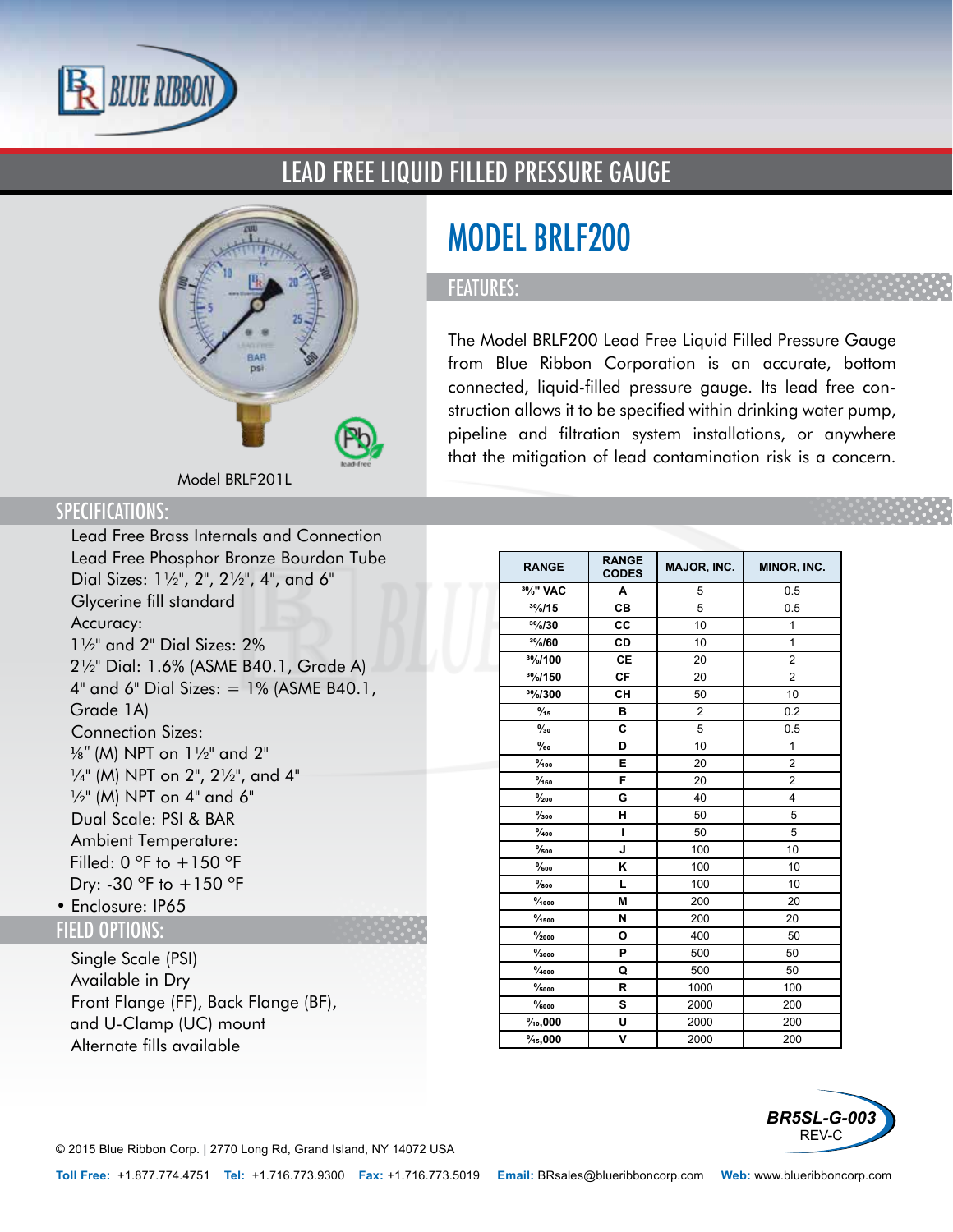# LEAD FREE LIQUID FILLED PRESSURE GAUGE

## MODEL BRLF200

Model BRLF201L

### FEATURES:

The Model BRLF200 Lead Free Liquid Filled Pressure Gauge from Blue Ribbon Corporation is an accurate, bottom connected, liquid-filled pressure gauge. Its lead free construction allows it to be specified within drinking water pump, pipeline and filtration system installations, or anywhere that the mitigation of lead contamination risk is a concern.

### SPECIFICATIONS:

- Lead Free Brass Internals and Connection
- Lead Free Phosphor Bronze Bourdon Tube
- Dial Sizes: 1½", 2", 2½", 4", and 6"
- Glycerine fill standard
- Accuracy:
  - 1½" and 2" Dial Sizes: 2%
  - 2½" Dial: 1.6% (ASME B40.1, Grade A)
  - 4" and 6" Dial Sizes: = 1% (ASME B40.1, Grade 1A)
- Connection Sizes:
  - ⅛" (M) NPT on 1½" and 2"
  - ¼" (M) NPT on 2", 2½", and 4"
  - ½" (M) NPT on 4" and 6"
- Dual Scale: PSI & BAR
- Ambient Temperature:
  - Filled: 0 °F to +150 °F
  - Dry: -30 °F to +150 °F
- Enclosure: IP65

### FIELD OPTIONS:

- Single Scale (PSI)
- Available in Dry
- Front Flange (FF), Back Flange (BF), and U-Clamp (UC) mount
- Alternate fills available

| RANGE | RANGE CODES | MAJOR, INC. | MINOR, INC. |
|---|---|---|---|
| 30/0" VAC | A | 5 | 0.5 |
| 30/0/15 | CB | 5 | 0.5 |
| 30/0/30 | CC | 10 | 1 |
| 30/0/60 | CD | 10 | 1 |
| 30/0/100 | CE | 20 | 2 |
| 30/0/150 | CF | 20 | 2 |
| 30/0/300 | CH | 50 | 10 |
| 0/15 | B | 2 | 0.2 |
| 0/30 | C | 5 | 0.5 |
| 0/60 | D | 10 | 1 |
| 0/100 | E | 20 | 2 |
| 0/160 | F | 20 | 2 |
| 0/200 | G | 40 | 4 |
| 0/300 | H | 50 | 5 |
| 0/400 | I | 50 | 5 |
| 0/500 | J | 100 | 10 |
| 0/600 | K | 100 | 10 |
| 0/800 | L | 100 | 10 |
| 0/1000 | M | 200 | 20 |
| 0/1500 | N | 200 | 20 |
| 0/2000 | O | 400 | 50 |
| 0/3000 | P | 500 | 50 |
| 0/4000 | Q | 500 | 50 |
| 0/5000 | R | 1000 | 100 |
| 0/6000 | S | 2000 | 200 |
| 0/10,000 | U | 2000 | 200 |
| 0/15,000 | V | 2000 | 200 |

BR5SL-G-003 REV-C

© 2015 Blue Ribbon Corp. | 2770 Long Rd, Grand Island, NY 14072 USA

**Toll Free:** +1.877.774.4751 **Tel:** +1.716.773.9300 **Fax:** +1.716.773.5019 **Email:** BRsales@blueribboncorp.com **Web:** www.blueribboncorp.com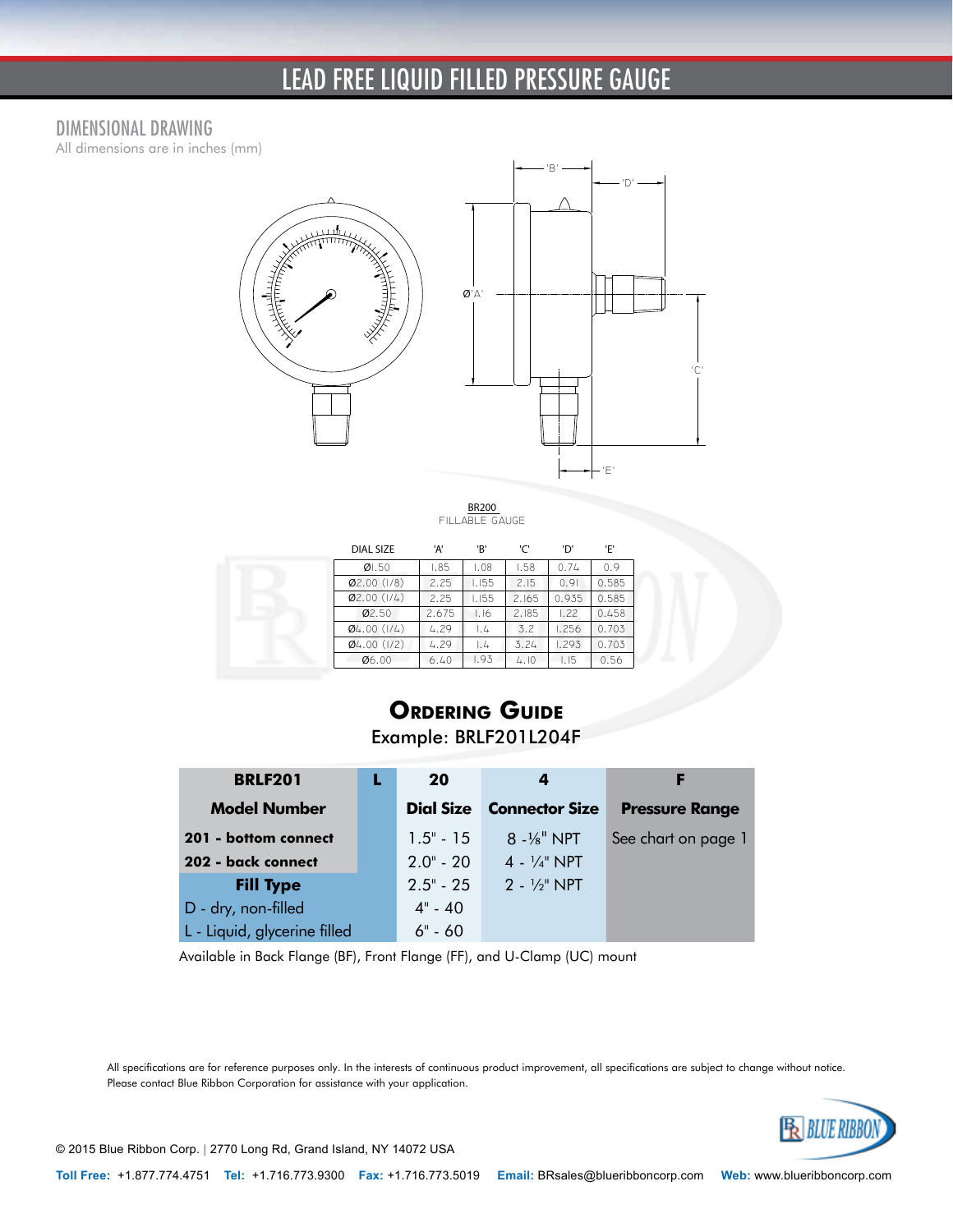# LEAD FREE LIQUID FILLED PRESSURE GAUGE

## DIMENSIONAL DRAWING

All dimensions are in inches (mm)

'B'
'D'
Ø'A'
'C'
'E'

BR200
FILLABLE GAUGE

| DIAL SIZE | 'A' | 'B' | 'C' | 'D' | 'E' |
|---|---|---|---|---|---|
| Ø1.50 | 1.85 | 1.08 | 1.58 | 0.74 | 0.9 |
| Ø2.00 (1/8) | 2.25 | 1.155 | 2.15 | 0.91 | 0.585 |
| Ø2.00 (1/4) | 2.25 | 1.155 | 2.165 | 0.935 | 0.585 |
| Ø2.50 | 2.675 | 1.16 | 2.185 | 1.22 | 0.458 |
| Ø4.00 (1/4) | 4.29 | 1.4 | 3.2 | 1.256 | 0.703 |
| Ø4.00 (1/2) | 4.29 | 1.4 | 3.24 | 1.293 | 0.703 |
| Ø6.00 | 6.40 | 1.93 | 4.10 | 1.15 | 0.56 |

## Ordering Guide

Example: BRLF201L204F

| BRLF201 | L | 20 | 4 | F |
|---|---|---|---|---|
| **Model Number** | | **Dial Size** | **Connector Size** | **Pressure Range** |
| **201 - bottom connect** | | 1.5" - 15 | 8 -⅛" NPT | See chart on page 1 |
| **202 - back connect** | | 2.0" - 20 | 4 - ¼" NPT | |
| **Fill Type** | | 2.5" - 25 | 2 - ½" NPT | |
| D - dry, non-filled | | 4" - 40 | | |
| L - Liquid, glycerine filled | | 6" - 60 | | |

Available in Back Flange (BF), Front Flange (FF), and U-Clamp (UC) mount

All specifications are for reference purposes only. In the interests of continuous product improvement, all specifications are subject to change without notice. Please contact Blue Ribbon Corporation for assistance with your application.

BLUE RIBBON

© 2015 Blue Ribbon Corp. | 2770 Long Rd, Grand Island, NY 14072 USA

**Toll Free:** +1.877.774.4751 **Tel:** +1.716.773.9300 **Fax:** +1.716.773.5019 **Email:** BRsales@blueribboncorp.com **Web:** www.blueribboncorp.com